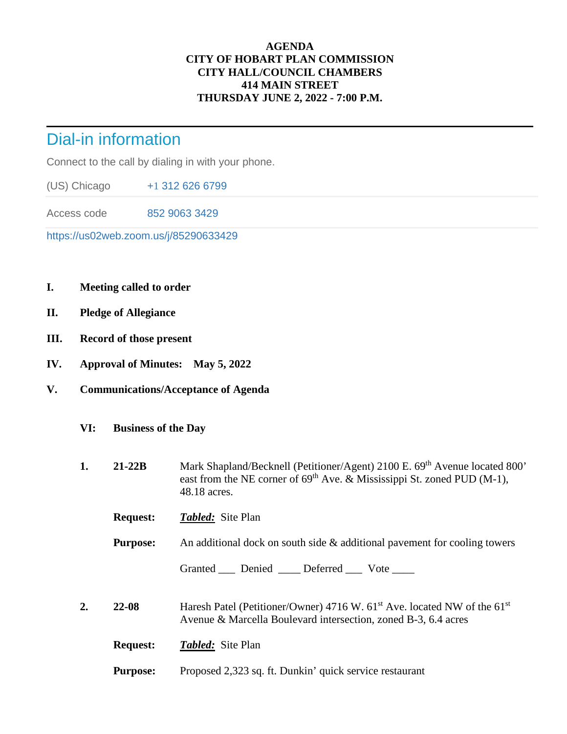**AGENDA**
**CITY OF HOBART PLAN COMMISSION**
**CITY HALL/COUNCIL CHAMBERS**
**414 MAIN STREET**
**THURSDAY JUNE 2, 2022 - 7:00 P.M.**

---

## Dial-in information

Connect to the call by dialing in with your phone.

| (US) Chicago | +1 312 626 6799 |
|---|---|
| Access code | 852 9063 3429 |

https://us02web.zoom.us/j/85290633429

**I. Meeting called to order**

**II. Pledge of Allegiance**

**III. Record of those present**

**IV. Approval of Minutes: May 5, 2022**

**V. Communications/Acceptance of Agenda**

**VI: Business of the Day**

**1. 21-22B** Mark Shapland/Becknell (Petitioner/Agent) 2100 E. 69th Avenue located 800' east from the NE corner of 69th Ave. & Mississippi St. zoned PUD (M-1), 48.18 acres.

**Request:** ***Tabled:*** Site Plan

**Purpose:** An additional dock on south side & additional pavement for cooling towers

Granted ___ Denied ____ Deferred ___ Vote ____

**2. 22-08** Haresh Patel (Petitioner/Owner) 4716 W. 61st Ave. located NW of the 61st Avenue & Marcella Boulevard intersection, zoned B-3, 6.4 acres

**Request:** ***Tabled:*** Site Plan

**Purpose:** Proposed 2,323 sq. ft. Dunkin' quick service restaurant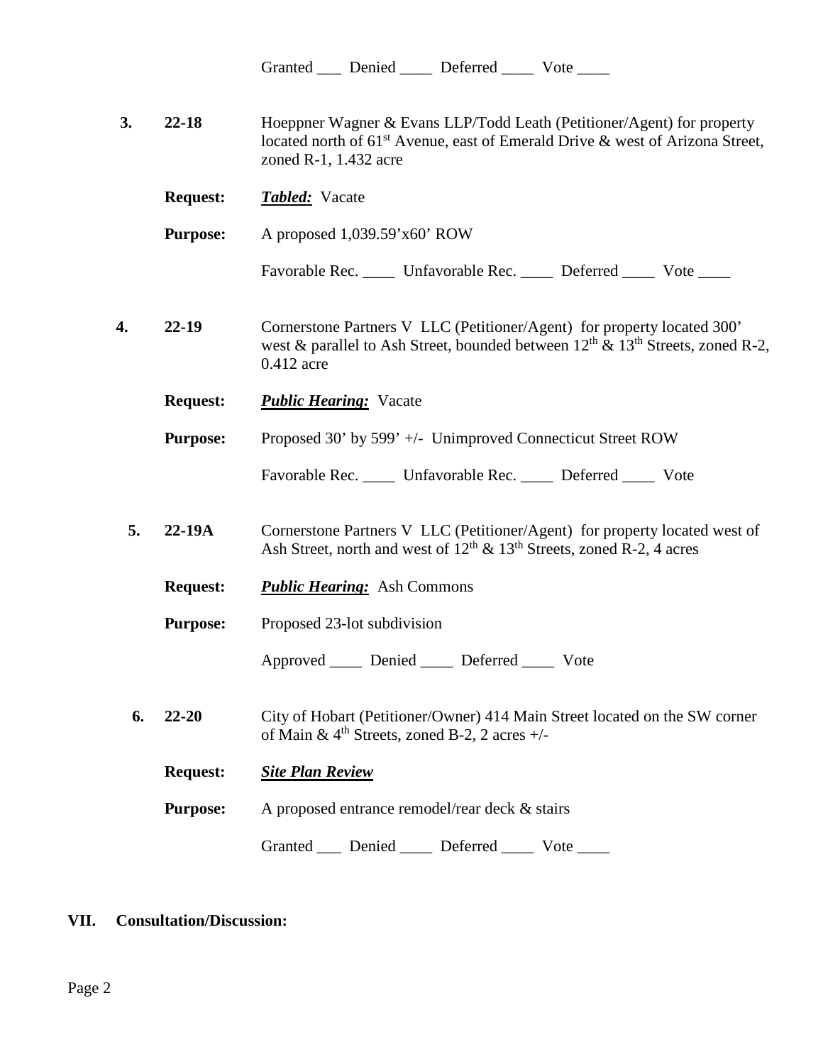Granted ___ Denied ____ Deferred ____ Vote ____

**3.** **22-18** Hoeppner Wagner & Evans LLP/Todd Leath (Petitioner/Agent) for property located north of 61st Avenue, east of Emerald Drive & west of Arizona Street, zoned R-1, 1.432 acre

**Request:** ***Tabled:*** Vacate

**Purpose:** A proposed 1,039.59'x60' ROW

Favorable Rec. ____ Unfavorable Rec. ____ Deferred ____ Vote ____

**4.** **22-19** Cornerstone Partners V LLC (Petitioner/Agent) for property located 300' west & parallel to Ash Street, bounded between 12th & 13th Streets, zoned R-2, 0.412 acre

**Request:** ***Public Hearing:*** Vacate

**Purpose:** Proposed 30' by 599' +/- Unimproved Connecticut Street ROW

Favorable Rec. ____ Unfavorable Rec. ____ Deferred ____ Vote

**5.** **22-19A** Cornerstone Partners V LLC (Petitioner/Agent) for property located west of Ash Street, north and west of 12th & 13th Streets, zoned R-2, 4 acres

**Request:** ***Public Hearing:*** Ash Commons

**Purpose:** Proposed 23-lot subdivision

Approved ____ Denied ____ Deferred ____ Vote

**6.** **22-20** City of Hobart (Petitioner/Owner) 414 Main Street located on the SW corner of Main & 4th Streets, zoned B-2, 2 acres +/-

**Request:** ***Site Plan Review***

**Purpose:** A proposed entrance remodel/rear deck & stairs

Granted ___ Denied ____ Deferred ____ Vote ____

## VII. Consultation/Discussion: